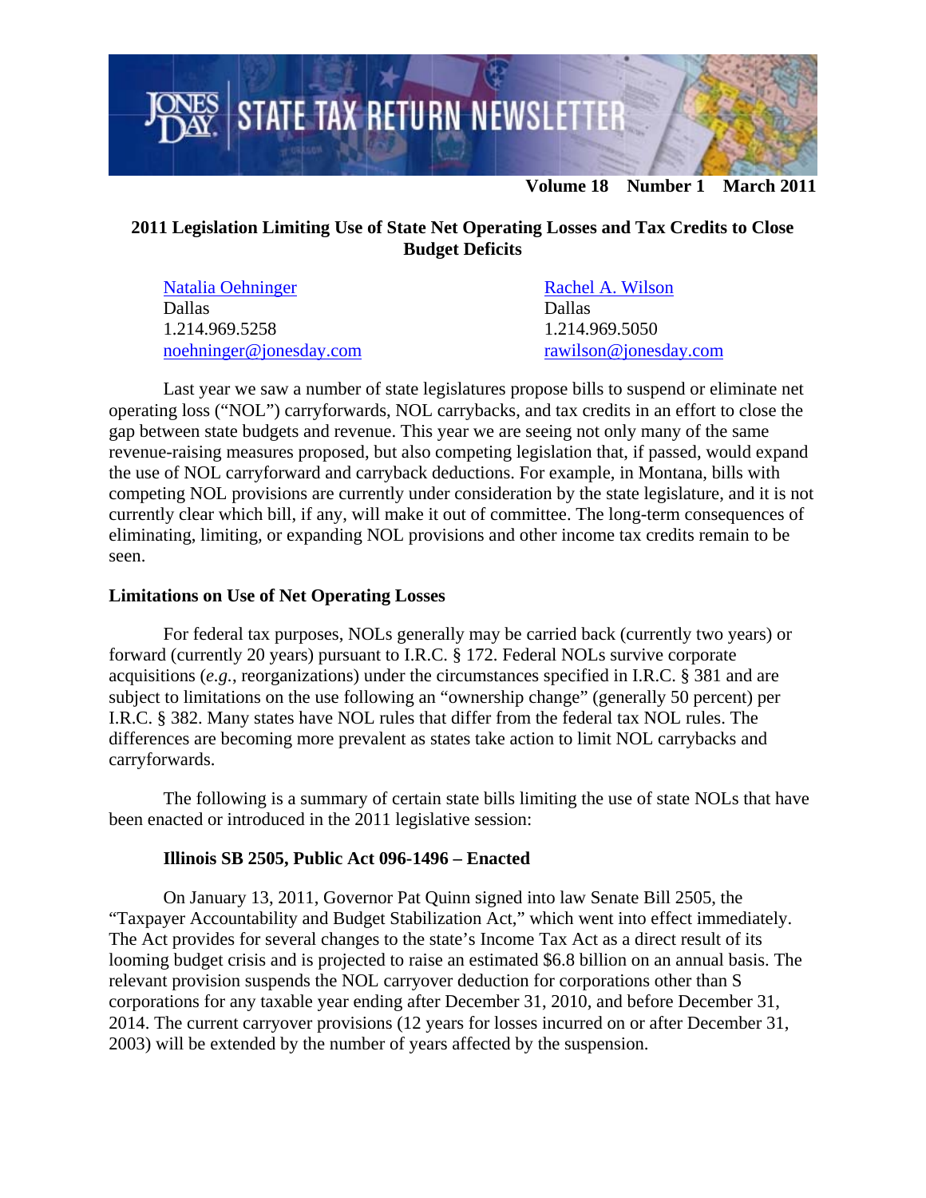# STATE TAX RETURN NEWSLETTER

**Volume 18 Number 1 March 2011**

## 2011 Legislation Limiting Use of State Net Operating Losses and Tax Credits to Close Budget Deficits

Natalia Oehninger
Dallas
1.214.969.5258
noehninger@jonesday.com

Rachel A. Wilson
Dallas
1.214.969.5050
rawilson@jonesday.com

Last year we saw a number of state legislatures propose bills to suspend or eliminate net operating loss ("NOL") carryforwards, NOL carrybacks, and tax credits in an effort to close the gap between state budgets and revenue. This year we are seeing not only many of the same revenue-raising measures proposed, but also competing legislation that, if passed, would expand the use of NOL carryforward and carryback deductions. For example, in Montana, bills with competing NOL provisions are currently under consideration by the state legislature, and it is not currently clear which bill, if any, will make it out of committee. The long-term consequences of eliminating, limiting, or expanding NOL provisions and other income tax credits remain to be seen.

### Limitations on Use of Net Operating Losses

For federal tax purposes, NOLs generally may be carried back (currently two years) or forward (currently 20 years) pursuant to I.R.C. § 172. Federal NOLs survive corporate acquisitions (*e.g.*, reorganizations) under the circumstances specified in I.R.C. § 381 and are subject to limitations on the use following an "ownership change" (generally 50 percent) per I.R.C. § 382. Many states have NOL rules that differ from the federal tax NOL rules. The differences are becoming more prevalent as states take action to limit NOL carrybacks and carryforwards.

The following is a summary of certain state bills limiting the use of state NOLs that have been enacted or introduced in the 2011 legislative session:

#### Illinois SB 2505, Public Act 096-1496 – Enacted

On January 13, 2011, Governor Pat Quinn signed into law Senate Bill 2505, the "Taxpayer Accountability and Budget Stabilization Act," which went into effect immediately. The Act provides for several changes to the state's Income Tax Act as a direct result of its looming budget crisis and is projected to raise an estimated $6.8 billion on an annual basis. The relevant provision suspends the NOL carryover deduction for corporations other than S corporations for any taxable year ending after December 31, 2010, and before December 31, 2014. The current carryover provisions (12 years for losses incurred on or after December 31, 2003) will be extended by the number of years affected by the suspension.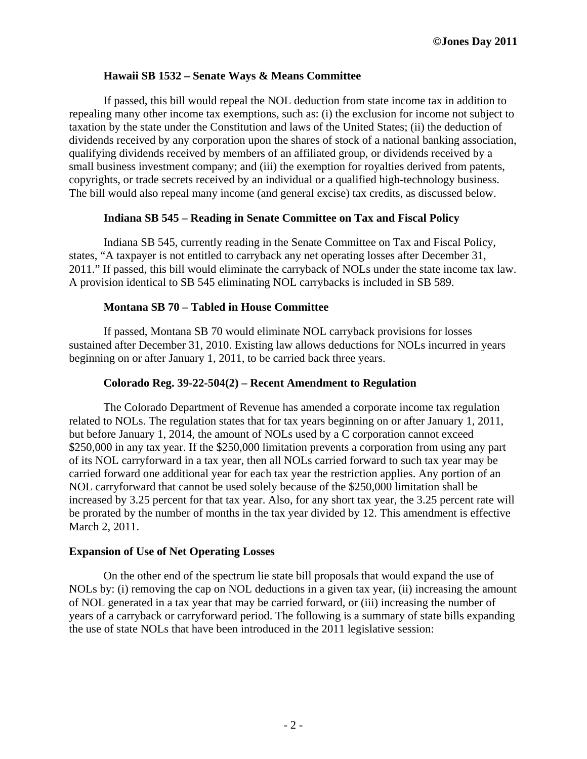### Hawaii SB 1532 – Senate Ways & Means Committee

If passed, this bill would repeal the NOL deduction from state income tax in addition to repealing many other income tax exemptions, such as: (i) the exclusion for income not subject to taxation by the state under the Constitution and laws of the United States; (ii) the deduction of dividends received by any corporation upon the shares of stock of a national banking association, qualifying dividends received by members of an affiliated group, or dividends received by a small business investment company; and (iii) the exemption for royalties derived from patents, copyrights, or trade secrets received by an individual or a qualified high-technology business. The bill would also repeal many income (and general excise) tax credits, as discussed below.

### Indiana SB 545 – Reading in Senate Committee on Tax and Fiscal Policy

Indiana SB 545, currently reading in the Senate Committee on Tax and Fiscal Policy, states, "A taxpayer is not entitled to carryback any net operating losses after December 31, 2011." If passed, this bill would eliminate the carryback of NOLs under the state income tax law. A provision identical to SB 545 eliminating NOL carrybacks is included in SB 589.

### Montana SB 70 – Tabled in House Committee

If passed, Montana SB 70 would eliminate NOL carryback provisions for losses sustained after December 31, 2010. Existing law allows deductions for NOLs incurred in years beginning on or after January 1, 2011, to be carried back three years.

### Colorado Reg. 39-22-504(2) – Recent Amendment to Regulation

The Colorado Department of Revenue has amended a corporate income tax regulation related to NOLs. The regulation states that for tax years beginning on or after January 1, 2011, but before January 1, 2014, the amount of NOLs used by a C corporation cannot exceed $250,000 in any tax year. If the $250,000 limitation prevents a corporation from using any part of its NOL carryforward in a tax year, then all NOLs carried forward to such tax year may be carried forward one additional year for each tax year the restriction applies. Any portion of an NOL carryforward that cannot be used solely because of the $250,000 limitation shall be increased by 3.25 percent for that tax year. Also, for any short tax year, the 3.25 percent rate will be prorated by the number of months in the tax year divided by 12. This amendment is effective March 2, 2011.

## Expansion of Use of Net Operating Losses

On the other end of the spectrum lie state bill proposals that would expand the use of NOLs by: (i) removing the cap on NOL deductions in a given tax year, (ii) increasing the amount of NOL generated in a tax year that may be carried forward, or (iii) increasing the number of years of a carryback or carryforward period. The following is a summary of state bills expanding the use of state NOLs that have been introduced in the 2011 legislative session: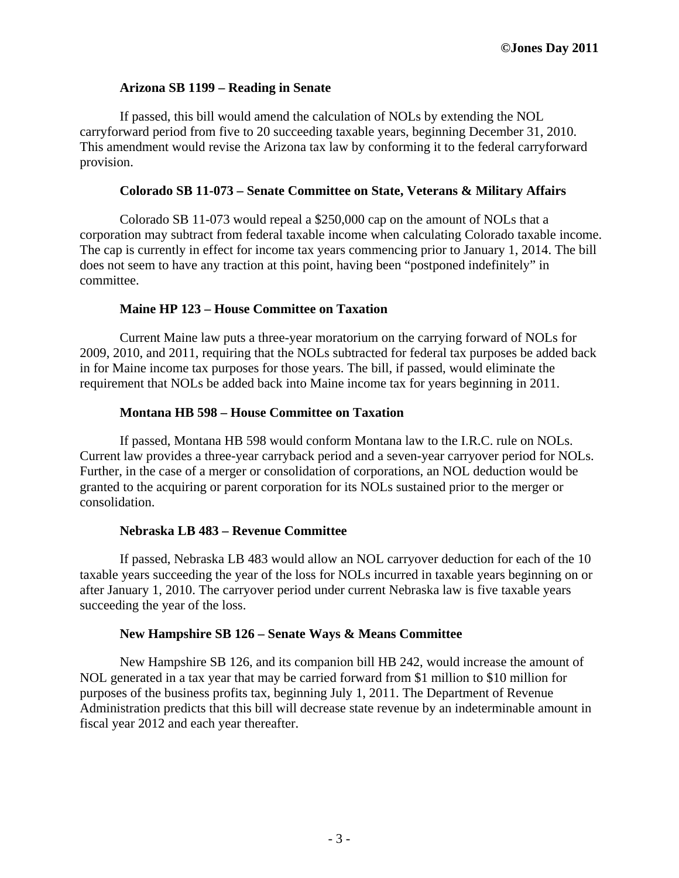**Arizona SB 1199 – Reading in Senate**

If passed, this bill would amend the calculation of NOLs by extending the NOL carryforward period from five to 20 succeeding taxable years, beginning December 31, 2010. This amendment would revise the Arizona tax law by conforming it to the federal carryforward provision.

**Colorado SB 11-073 – Senate Committee on State, Veterans & Military Affairs**

Colorado SB 11-073 would repeal a $250,000 cap on the amount of NOLs that a corporation may subtract from federal taxable income when calculating Colorado taxable income. The cap is currently in effect for income tax years commencing prior to January 1, 2014. The bill does not seem to have any traction at this point, having been "postponed indefinitely" in committee.

**Maine HP 123 – House Committee on Taxation**

Current Maine law puts a three-year moratorium on the carrying forward of NOLs for 2009, 2010, and 2011, requiring that the NOLs subtracted for federal tax purposes be added back in for Maine income tax purposes for those years. The bill, if passed, would eliminate the requirement that NOLs be added back into Maine income tax for years beginning in 2011.

**Montana HB 598 – House Committee on Taxation**

If passed, Montana HB 598 would conform Montana law to the I.R.C. rule on NOLs. Current law provides a three-year carryback period and a seven-year carryover period for NOLs. Further, in the case of a merger or consolidation of corporations, an NOL deduction would be granted to the acquiring or parent corporation for its NOLs sustained prior to the merger or consolidation.

**Nebraska LB 483 – Revenue Committee**

If passed, Nebraska LB 483 would allow an NOL carryover deduction for each of the 10 taxable years succeeding the year of the loss for NOLs incurred in taxable years beginning on or after January 1, 2010. The carryover period under current Nebraska law is five taxable years succeeding the year of the loss.

**New Hampshire SB 126 – Senate Ways & Means Committee**

New Hampshire SB 126, and its companion bill HB 242, would increase the amount of NOL generated in a tax year that may be carried forward from $1 million to $10 million for purposes of the business profits tax, beginning July 1, 2011. The Department of Revenue Administration predicts that this bill will decrease state revenue by an indeterminable amount in fiscal year 2012 and each year thereafter.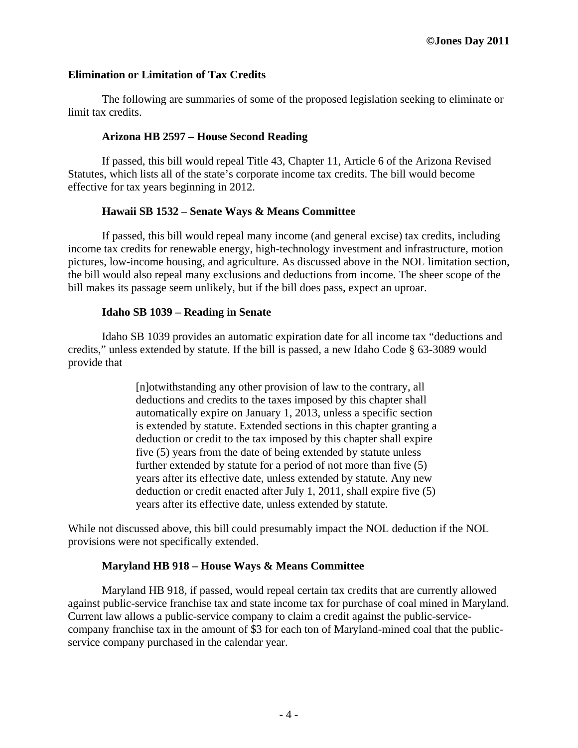### Elimination or Limitation of Tax Credits

The following are summaries of some of the proposed legislation seeking to eliminate or limit tax credits.

#### Arizona HB 2597 – House Second Reading

If passed, this bill would repeal Title 43, Chapter 11, Article 6 of the Arizona Revised Statutes, which lists all of the state's corporate income tax credits. The bill would become effective for tax years beginning in 2012.

#### Hawaii SB 1532 – Senate Ways & Means Committee

If passed, this bill would repeal many income (and general excise) tax credits, including income tax credits for renewable energy, high-technology investment and infrastructure, motion pictures, low-income housing, and agriculture. As discussed above in the NOL limitation section, the bill would also repeal many exclusions and deductions from income. The sheer scope of the bill makes its passage seem unlikely, but if the bill does pass, expect an uproar.

#### Idaho SB 1039 – Reading in Senate

Idaho SB 1039 provides an automatic expiration date for all income tax "deductions and credits," unless extended by statute. If the bill is passed, a new Idaho Code § 63-3089 would provide that

> [n]otwithstanding any other provision of law to the contrary, all deductions and credits to the taxes imposed by this chapter shall automatically expire on January 1, 2013, unless a specific section is extended by statute. Extended sections in this chapter granting a deduction or credit to the tax imposed by this chapter shall expire five (5) years from the date of being extended by statute unless further extended by statute for a period of not more than five (5) years after its effective date, unless extended by statute. Any new deduction or credit enacted after July 1, 2011, shall expire five (5) years after its effective date, unless extended by statute.

While not discussed above, this bill could presumably impact the NOL deduction if the NOL provisions were not specifically extended.

#### Maryland HB 918 – House Ways & Means Committee

Maryland HB 918, if passed, would repeal certain tax credits that are currently allowed against public-service franchise tax and state income tax for purchase of coal mined in Maryland. Current law allows a public-service company to claim a credit against the public-service-company franchise tax in the amount of $3 for each ton of Maryland-mined coal that the public-service company purchased in the calendar year.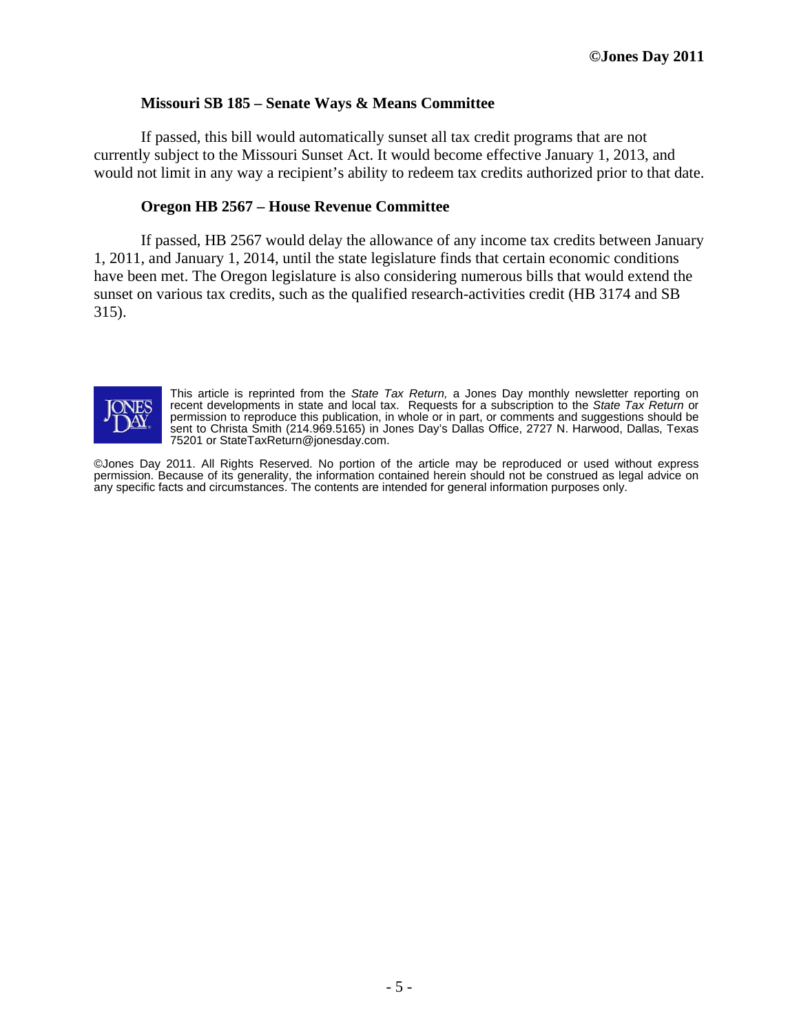### Missouri SB 185 – Senate Ways & Means Committee

If passed, this bill would automatically sunset all tax credit programs that are not currently subject to the Missouri Sunset Act. It would become effective January 1, 2013, and would not limit in any way a recipient's ability to redeem tax credits authorized prior to that date.

### Oregon HB 2567 – House Revenue Committee

If passed, HB 2567 would delay the allowance of any income tax credits between January 1, 2011, and January 1, 2014, until the state legislature finds that certain economic conditions have been met. The Oregon legislature is also considering numerous bills that would extend the sunset on various tax credits, such as the qualified research-activities credit (HB 3174 and SB 315).

This article is reprinted from the *State Tax Return,* a Jones Day monthly newsletter reporting on recent developments in state and local tax. Requests for a subscription to the *State Tax Return* or permission to reproduce this publication, in whole or in part, or comments and suggestions should be sent to Christa Smith (214.969.5165) in Jones Day's Dallas Office, 2727 N. Harwood, Dallas, Texas 75201 or StateTaxReturn@jonesday.com.

©Jones Day 2011. All Rights Reserved. No portion of the article may be reproduced or used without express permission. Because of its generality, the information contained herein should not be construed as legal advice on any specific facts and circumstances. The contents are intended for general information purposes only.